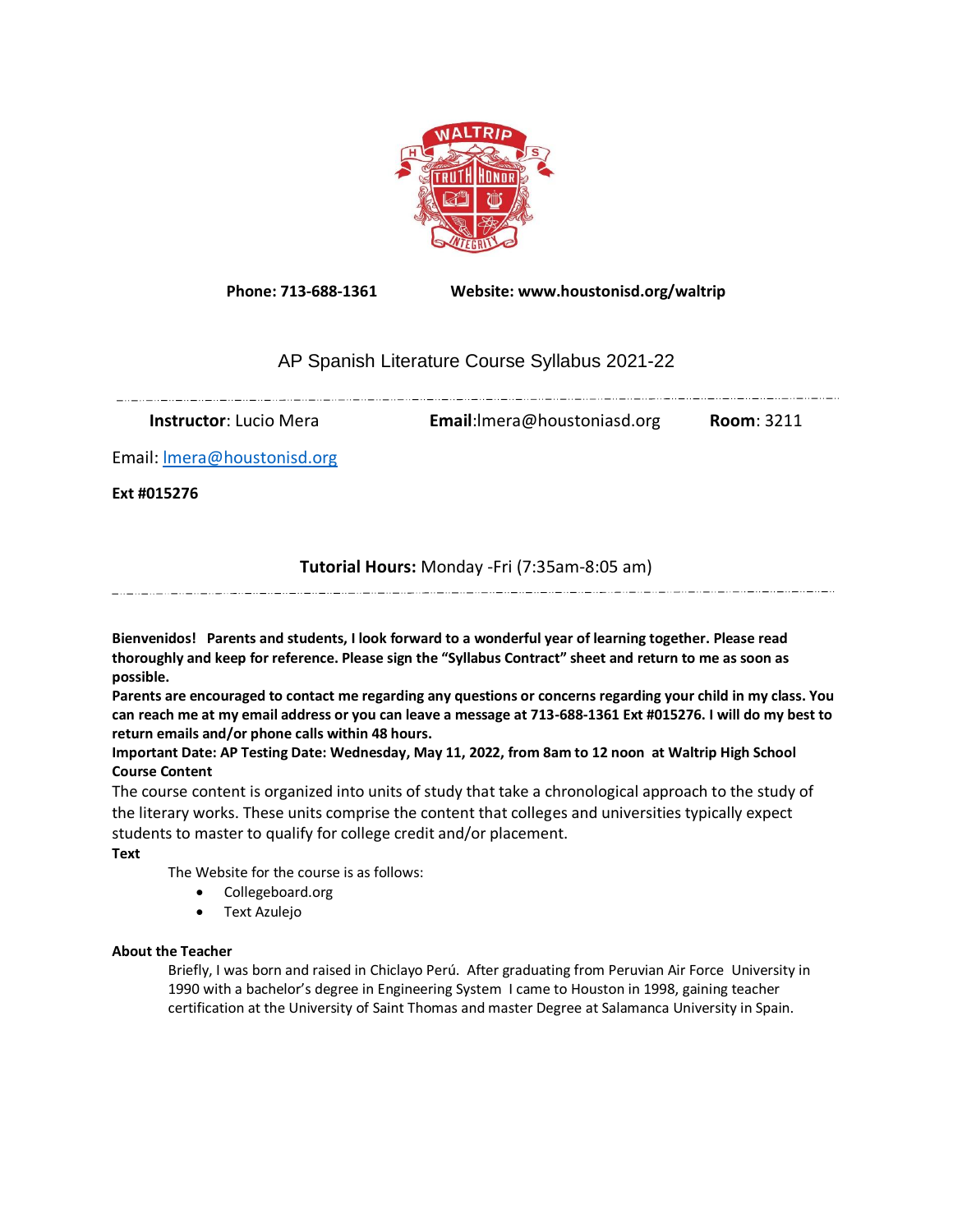**Phone: 713-688-1361** **Website: www.houstonisd.org/waltrip**

# AP Spanish Literature Course Syllabus 2021-22

**Instructor**: Lucio Mera **Email**:lmera@houstoniasd.org **Room**: 3211

Email: lmera@houstonisd.org

**Ext #015276**

**Tutorial Hours:** Monday -Fri (7:35am-8:05 am)

**Bienvenidos! Parents and students, I look forward to a wonderful year of learning together. Please read thoroughly and keep for reference. Please sign the "Syllabus Contract" sheet and return to me as soon as possible.**

**Parents are encouraged to contact me regarding any questions or concerns regarding your child in my class. You can reach me at my email address or you can leave a message at 713-688-1361 Ext #015276. I will do my best to return emails and/or phone calls within 48 hours.**

**Important Date: AP Testing Date: Wednesday, May 11, 2022, from 8am to 12 noon at Waltrip High School**

**Course Content**

The course content is organized into units of study that take a chronological approach to the study of the literary works. These units comprise the content that colleges and universities typically expect students to master to qualify for college credit and/or placement.

**Text**

The Website for the course is as follows:

- Collegeboard.org
- Text Azulejo

**About the Teacher**

Briefly, I was born and raised in Chiclayo Perú. After graduating from Peruvian Air Force University in 1990 with a bachelor's degree in Engineering System I came to Houston in 1998, gaining teacher certification at the University of Saint Thomas and master Degree at Salamanca University in Spain.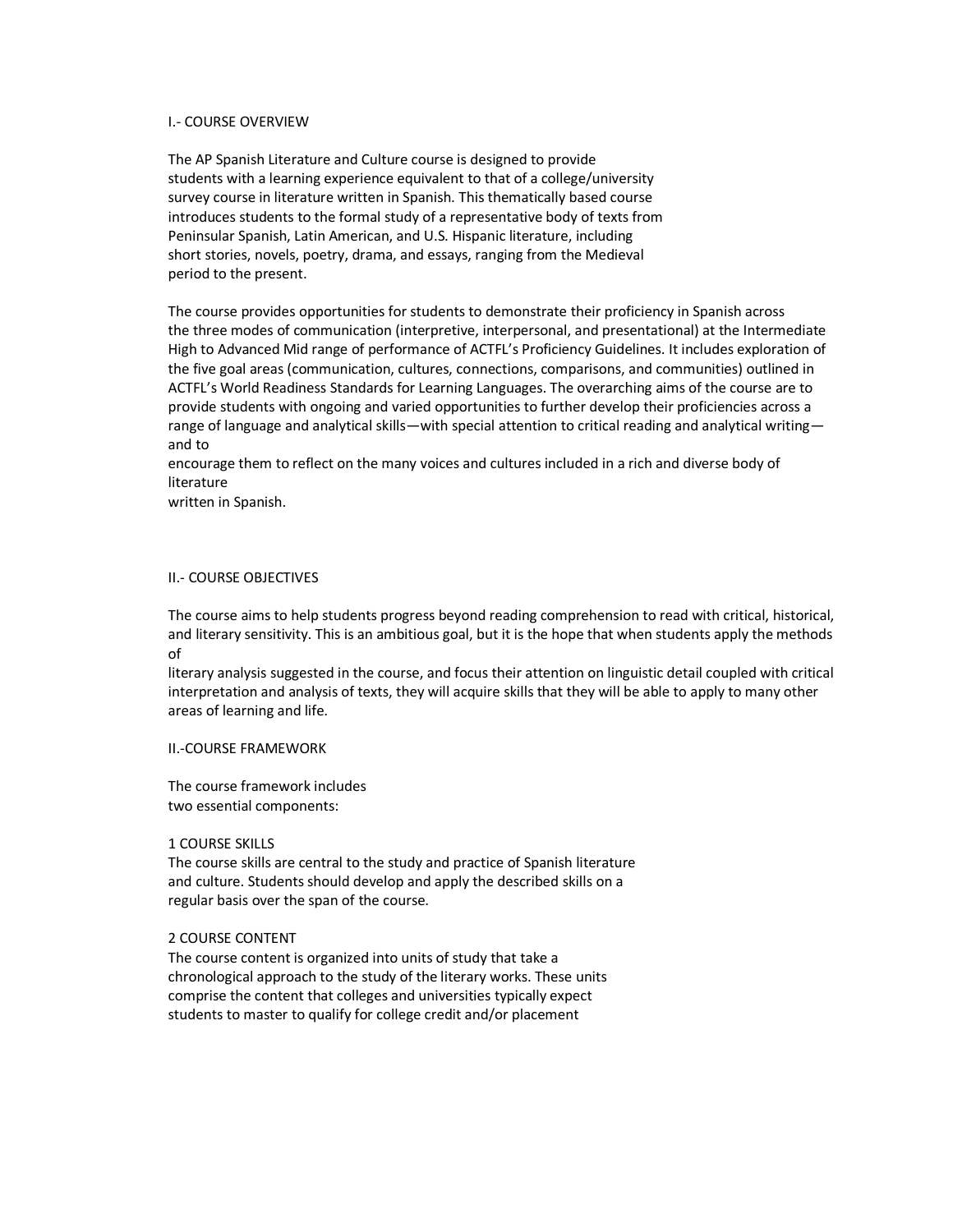## I.- COURSE OVERVIEW

The AP Spanish Literature and Culture course is designed to provide students with a learning experience equivalent to that of a college/university survey course in literature written in Spanish. This thematically based course introduces students to the formal study of a representative body of texts from Peninsular Spanish, Latin American, and U.S. Hispanic literature, including short stories, novels, poetry, drama, and essays, ranging from the Medieval period to the present.

The course provides opportunities for students to demonstrate their proficiency in Spanish across the three modes of communication (interpretive, interpersonal, and presentational) at the Intermediate High to Advanced Mid range of performance of ACTFL's Proficiency Guidelines. It includes exploration of the five goal areas (communication, cultures, connections, comparisons, and communities) outlined in ACTFL's World Readiness Standards for Learning Languages. The overarching aims of the course are to provide students with ongoing and varied opportunities to further develop their proficiencies across a range of language and analytical skills—with special attention to critical reading and analytical writing—and to encourage them to reflect on the many voices and cultures included in a rich and diverse body of literature written in Spanish.

## II.- COURSE OBJECTIVES

The course aims to help students progress beyond reading comprehension to read with critical, historical, and literary sensitivity. This is an ambitious goal, but it is the hope that when students apply the methods of literary analysis suggested in the course, and focus their attention on linguistic detail coupled with critical interpretation and analysis of texts, they will acquire skills that they will be able to apply to many other areas of learning and life.

## II.-COURSE FRAMEWORK

The course framework includes two essential components:

### 1 COURSE SKILLS

The course skills are central to the study and practice of Spanish literature and culture. Students should develop and apply the described skills on a regular basis over the span of the course.

### 2 COURSE CONTENT

The course content is organized into units of study that take a chronological approach to the study of the literary works. These units comprise the content that colleges and universities typically expect students to master to qualify for college credit and/or placement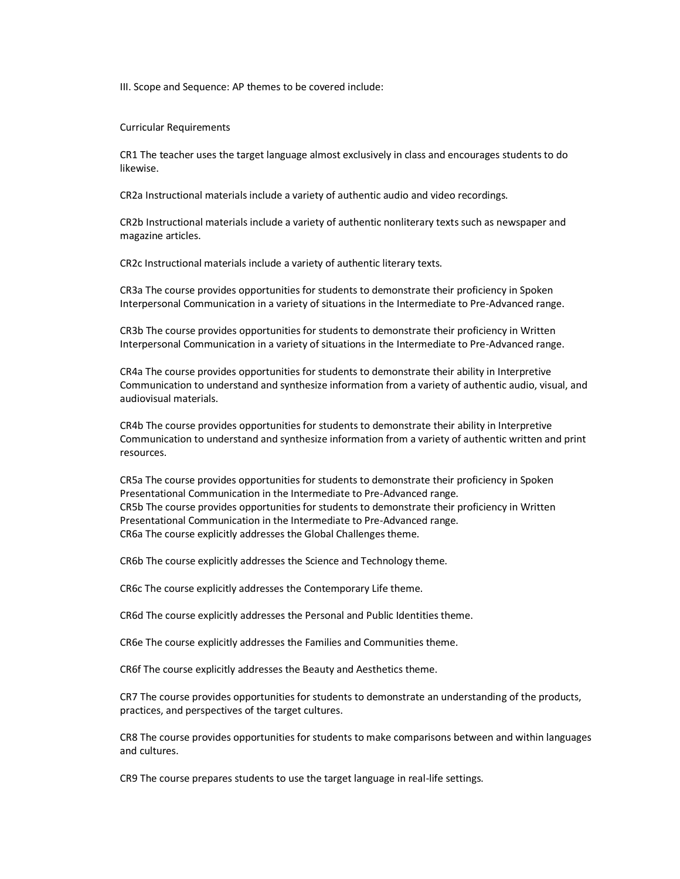III. Scope and Sequence: AP themes to be covered include:

Curricular Requirements

CR1 The teacher uses the target language almost exclusively in class and encourages students to do likewise.

CR2a Instructional materials include a variety of authentic audio and video recordings.

CR2b Instructional materials include a variety of authentic nonliterary texts such as newspaper and magazine articles.

CR2c Instructional materials include a variety of authentic literary texts.

CR3a The course provides opportunities for students to demonstrate their proficiency in Spoken Interpersonal Communication in a variety of situations in the Intermediate to Pre-Advanced range.

CR3b The course provides opportunities for students to demonstrate their proficiency in Written Interpersonal Communication in a variety of situations in the Intermediate to Pre-Advanced range.

CR4a The course provides opportunities for students to demonstrate their ability in Interpretive Communication to understand and synthesize information from a variety of authentic audio, visual, and audiovisual materials.

CR4b The course provides opportunities for students to demonstrate their ability in Interpretive Communication to understand and synthesize information from a variety of authentic written and print resources.

CR5a The course provides opportunities for students to demonstrate their proficiency in Spoken Presentational Communication in the Intermediate to Pre-Advanced range.
CR5b The course provides opportunities for students to demonstrate their proficiency in Written Presentational Communication in the Intermediate to Pre-Advanced range.
CR6a The course explicitly addresses the Global Challenges theme.

CR6b The course explicitly addresses the Science and Technology theme.

CR6c The course explicitly addresses the Contemporary Life theme.

CR6d The course explicitly addresses the Personal and Public Identities theme.

CR6e The course explicitly addresses the Families and Communities theme.

CR6f The course explicitly addresses the Beauty and Aesthetics theme.

CR7 The course provides opportunities for students to demonstrate an understanding of the products, practices, and perspectives of the target cultures.

CR8 The course provides opportunities for students to make comparisons between and within languages and cultures.

CR9 The course prepares students to use the target language in real-life settings.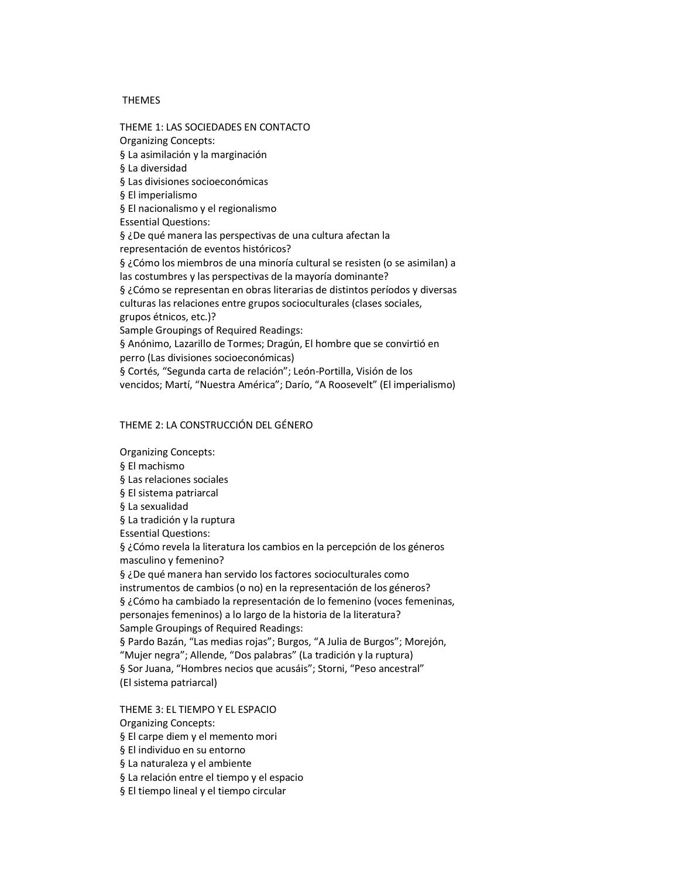# THEMES

## THEME 1: LAS SOCIEDADES EN CONTACTO

Organizing Concepts:

§ La asimilación y la marginación
§ La diversidad
§ Las divisiones socioeconómicas
§ El imperialismo
§ El nacionalismo y el regionalismo

Essential Questions:

§ ¿De qué manera las perspectivas de una cultura afectan la representación de eventos históricos?
§ ¿Cómo los miembros de una minoría cultural se resisten (o se asimilan) a las costumbres y las perspectivas de la mayoría dominante?
§ ¿Cómo se representan en obras literarias de distintos períodos y diversas culturas las relaciones entre grupos socioculturales (clases sociales, grupos étnicos, etc.)?

Sample Groupings of Required Readings:

§ Anónimo, Lazarillo de Tormes; Dragún, El hombre que se convirtió en perro (Las divisiones socioeconómicas)
§ Cortés, "Segunda carta de relación"; León-Portilla, Visión de los vencidos; Martí, "Nuestra América"; Darío, "A Roosevelt" (El imperialismo)

## THEME 2: LA CONSTRUCCIÓN DEL GÉNERO

Organizing Concepts:

§ El machismo
§ Las relaciones sociales
§ El sistema patriarcal
§ La sexualidad
§ La tradición y la ruptura

Essential Questions:

§ ¿Cómo revela la literatura los cambios en la percepción de los géneros masculino y femenino?
§ ¿De qué manera han servido los factores socioculturales como instrumentos de cambios (o no) en la representación de los géneros?
§ ¿Cómo ha cambiado la representación de lo femenino (voces femeninas, personajes femeninos) a lo largo de la historia de la literatura?

Sample Groupings of Required Readings:

§ Pardo Bazán, "Las medias rojas"; Burgos, "A Julia de Burgos"; Morejón, "Mujer negra"; Allende, "Dos palabras" (La tradición y la ruptura)
§ Sor Juana, "Hombres necios que acusáis"; Storni, "Peso ancestral" (El sistema patriarcal)

## THEME 3: EL TIEMPO Y EL ESPACIO

Organizing Concepts:

§ El carpe diem y el memento mori
§ El individuo en su entorno
§ La naturaleza y el ambiente
§ La relación entre el tiempo y el espacio
§ El tiempo lineal y el tiempo circular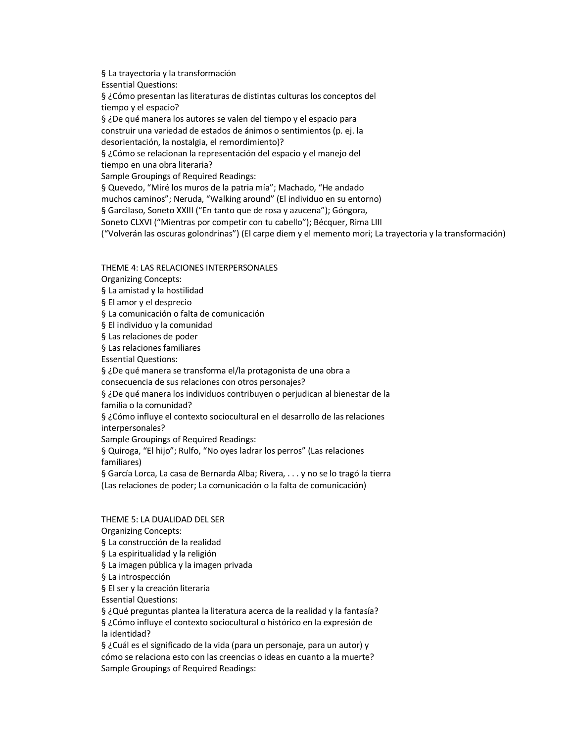§ La trayectoria y la transformación

Essential Questions:

§ ¿Cómo presentan las literaturas de distintas culturas los conceptos del tiempo y el espacio?

§ ¿De qué manera los autores se valen del tiempo y el espacio para construir una variedad de estados de ánimos o sentimientos (p. ej. la desorientación, la nostalgia, el remordimiento)?

§ ¿Cómo se relacionan la representación del espacio y el manejo del tiempo en una obra literaria?

Sample Groupings of Required Readings:

§ Quevedo, "Miré los muros de la patria mía"; Machado, "He andado muchos caminos"; Neruda, "Walking around" (El individuo en su entorno)

§ Garcilaso, Soneto XXIII ("En tanto que de rosa y azucena"); Góngora, Soneto CLXVI ("Mientras por competir con tu cabello"); Bécquer, Rima LIII ("Volverán las oscuras golondrinas") (El carpe diem y el memento mori; La trayectoria y la transformación)

THEME 4: LAS RELACIONES INTERPERSONALES

Organizing Concepts:

§ La amistad y la hostilidad

§ El amor y el desprecio

§ La comunicación o falta de comunicación

§ El individuo y la comunidad

§ Las relaciones de poder

§ Las relaciones familiares

Essential Questions:

§ ¿De qué manera se transforma el/la protagonista de una obra a consecuencia de sus relaciones con otros personajes?

§ ¿De qué manera los individuos contribuyen o perjudican al bienestar de la familia o la comunidad?

§ ¿Cómo influye el contexto sociocultural en el desarrollo de las relaciones interpersonales?

Sample Groupings of Required Readings:

§ Quiroga, "El hijo"; Rulfo, "No oyes ladrar los perros" (Las relaciones familiares)

§ García Lorca, La casa de Bernarda Alba; Rivera, . . . y no se lo tragó la tierra (Las relaciones de poder; La comunicación o la falta de comunicación)

THEME 5: LA DUALIDAD DEL SER

Organizing Concepts:

§ La construcción de la realidad

§ La espiritualidad y la religión

§ La imagen pública y la imagen privada

§ La introspección

§ El ser y la creación literaria

Essential Questions:

§ ¿Qué preguntas plantea la literatura acerca de la realidad y la fantasía?

§ ¿Cómo influye el contexto sociocultural o histórico en la expresión de la identidad?

§ ¿Cuál es el significado de la vida (para un personaje, para un autor) y cómo se relaciona esto con las creencias o ideas en cuanto a la muerte?

Sample Groupings of Required Readings: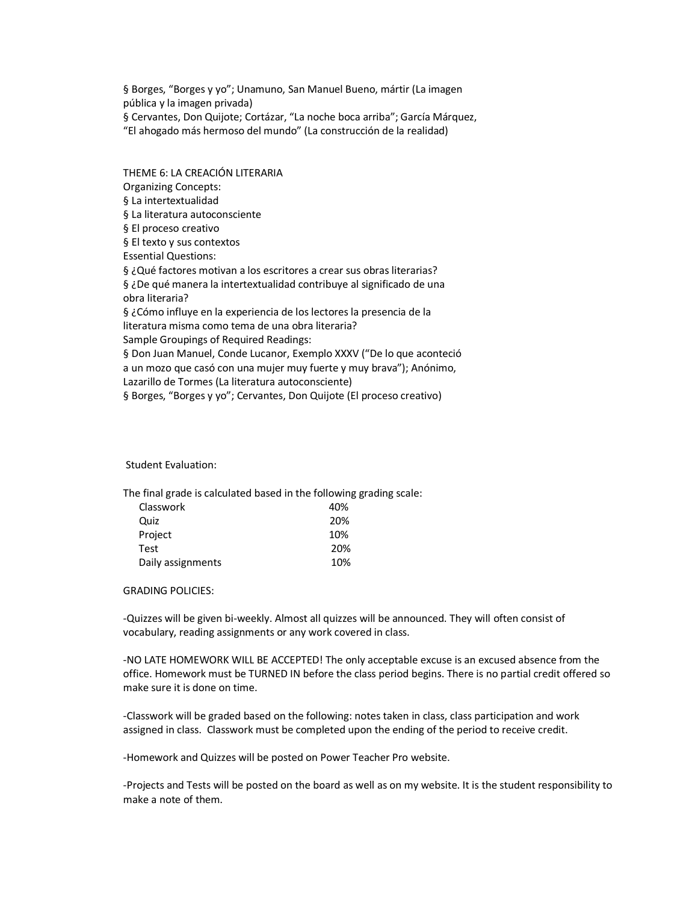§ Borges, "Borges y yo"; Unamuno, San Manuel Bueno, mártir (La imagen pública y la imagen privada)
§ Cervantes, Don Quijote; Cortázar, "La noche boca arriba"; García Márquez, "El ahogado más hermoso del mundo" (La construcción de la realidad)

THEME 6: LA CREACIÓN LITERARIA

Organizing Concepts:
§ La intertextualidad
§ La literatura autoconsciente
§ El proceso creativo
§ El texto y sus contextos

Essential Questions:
§ ¿Qué factores motivan a los escritores a crear sus obras literarias?
§ ¿De qué manera la intertextualidad contribuye al significado de una obra literaria?
§ ¿Cómo influye en la experiencia de los lectores la presencia de la literatura misma como tema de una obra literaria?

Sample Groupings of Required Readings:
§ Don Juan Manuel, Conde Lucanor, Exemplo XXXV ("De lo que aconteció a un mozo que casó con una mujer muy fuerte y muy brava"); Anónimo, Lazarillo de Tormes (La literatura autoconsciente)
§ Borges, "Borges y yo"; Cervantes, Don Quijote (El proceso creativo)

Student Evaluation:

The final grade is calculated based in the following grading scale:

| | |
|---|---|
| Classwork | 40% |
| Quiz | 20% |
| Project | 10% |
| Test | 20% |
| Daily assignments | 10% |

GRADING POLICIES:

-Quizzes will be given bi-weekly. Almost all quizzes will be announced. They will often consist of vocabulary, reading assignments or any work covered in class.

-NO LATE HOMEWORK WILL BE ACCEPTED! The only acceptable excuse is an excused absence from the office. Homework must be TURNED IN before the class period begins. There is no partial credit offered so make sure it is done on time.

-Classwork will be graded based on the following: notes taken in class, class participation and work assigned in class. Classwork must be completed upon the ending of the period to receive credit.

-Homework and Quizzes will be posted on Power Teacher Pro website.

-Projects and Tests will be posted on the board as well as on my website. It is the student responsibility to make a note of them.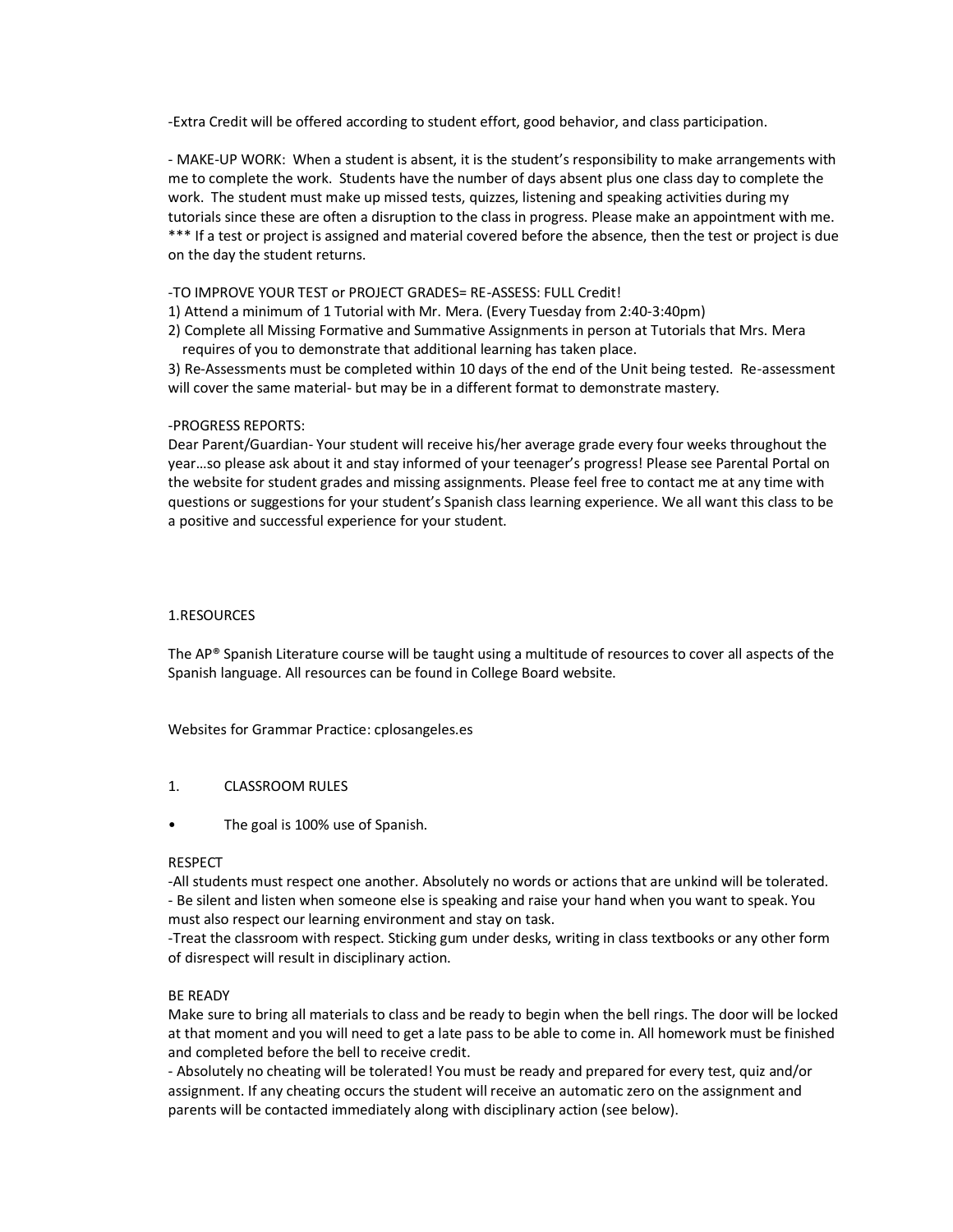-Extra Credit will be offered according to student effort, good behavior, and class participation.

- MAKE-UP WORK: When a student is absent, it is the student's responsibility to make arrangements with me to complete the work. Students have the number of days absent plus one class day to complete the work. The student must make up missed tests, quizzes, listening and speaking activities during my tutorials since these are often a disruption to the class in progress. Please make an appointment with me.
*** If a test or project is assigned and material covered before the absence, then the test or project is due on the day the student returns.

-TO IMPROVE YOUR TEST or PROJECT GRADES= RE-ASSESS: FULL Credit!

1) Attend a minimum of 1 Tutorial with Mr. Mera. (Every Tuesday from 2:40-3:40pm)
2) Complete all Missing Formative and Summative Assignments in person at Tutorials that Mrs. Mera requires of you to demonstrate that additional learning has taken place.
3) Re-Assessments must be completed within 10 days of the end of the Unit being tested. Re-assessment will cover the same material- but may be in a different format to demonstrate mastery.

-PROGRESS REPORTS:
Dear Parent/Guardian- Your student will receive his/her average grade every four weeks throughout the year…so please ask about it and stay informed of your teenager's progress! Please see Parental Portal on the website for student grades and missing assignments. Please feel free to contact me at any time with questions or suggestions for your student's Spanish class learning experience. We all want this class to be a positive and successful experience for your student.

1.RESOURCES

The AP® Spanish Literature course will be taught using a multitude of resources to cover all aspects of the Spanish language. All resources can be found in College Board website.

Websites for Grammar Practice: cplosangeles.es

1. CLASSROOM RULES

- The goal is 100% use of Spanish.

RESPECT
-All students must respect one another. Absolutely no words or actions that are unkind will be tolerated.
- Be silent and listen when someone else is speaking and raise your hand when you want to speak. You must also respect our learning environment and stay on task.
-Treat the classroom with respect. Sticking gum under desks, writing in class textbooks or any other form of disrespect will result in disciplinary action.

BE READY
Make sure to bring all materials to class and be ready to begin when the bell rings. The door will be locked at that moment and you will need to get a late pass to be able to come in. All homework must be finished and completed before the bell to receive credit.
- Absolutely no cheating will be tolerated! You must be ready and prepared for every test, quiz and/or assignment. If any cheating occurs the student will receive an automatic zero on the assignment and parents will be contacted immediately along with disciplinary action (see below).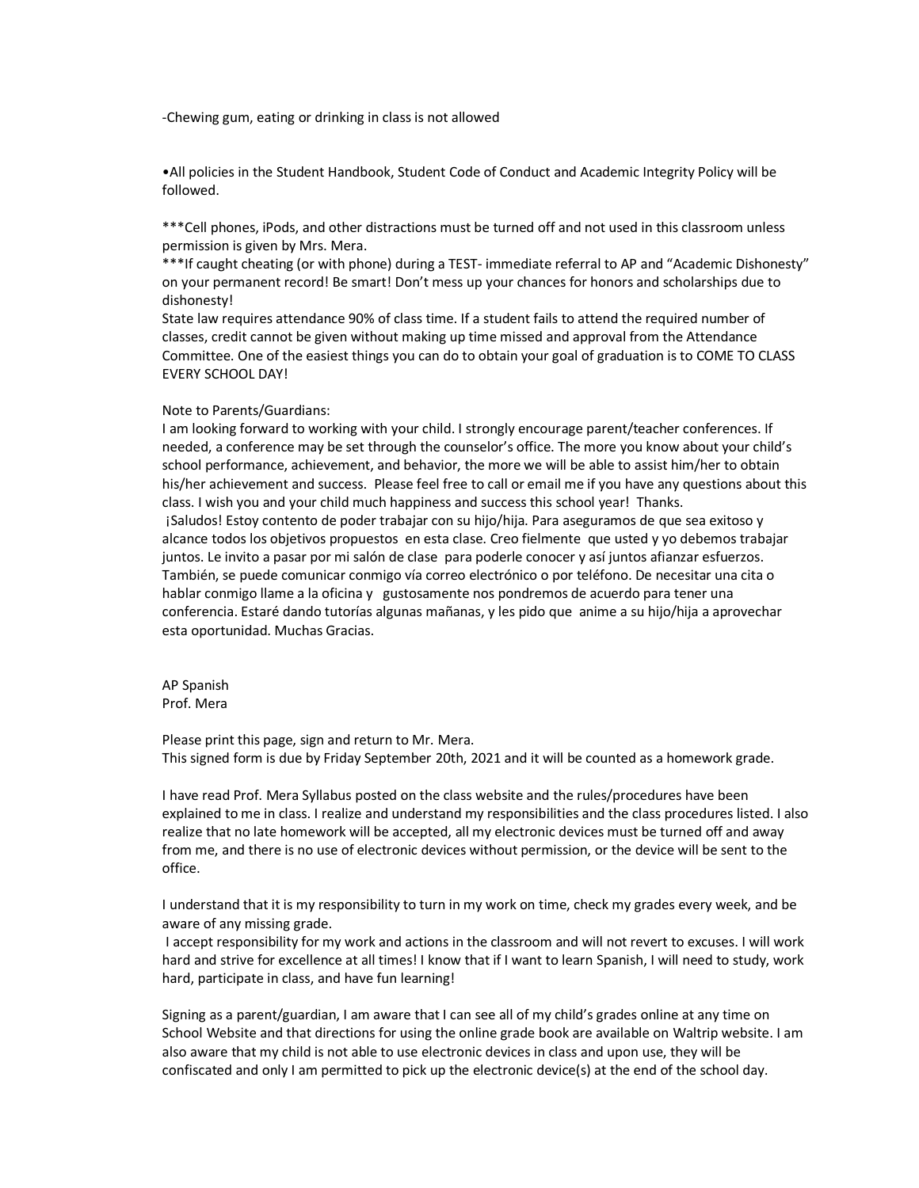-Chewing gum, eating or drinking in class is not allowed

•All policies in the Student Handbook, Student Code of Conduct and Academic Integrity Policy will be followed.

***Cell phones, iPods, and other distractions must be turned off and not used in this classroom unless permission is given by Mrs. Mera.
***If caught cheating (or with phone) during a TEST- immediate referral to AP and "Academic Dishonesty" on your permanent record! Be smart! Don't mess up your chances for honors and scholarships due to dishonesty!
State law requires attendance 90% of class time. If a student fails to attend the required number of classes, credit cannot be given without making up time missed and approval from the Attendance Committee. One of the easiest things you can do to obtain your goal of graduation is to COME TO CLASS EVERY SCHOOL DAY!

Note to Parents/Guardians:
I am looking forward to working with your child. I strongly encourage parent/teacher conferences. If needed, a conference may be set through the counselor's office. The more you know about your child's school performance, achievement, and behavior, the more we will be able to assist him/her to obtain his/her achievement and success. Please feel free to call or email me if you have any questions about this class. I wish you and your child much happiness and success this school year! Thanks.
¡Saludos! Estoy contento de poder trabajar con su hijo/hija. Para aseguramos de que sea exitoso y alcance todos los objetivos propuestos en esta clase. Creo fielmente que usted y yo debemos trabajar juntos. Le invito a pasar por mi salón de clase para poderle conocer y así juntos afianzar esfuerzos. También, se puede comunicar conmigo vía correo electrónico o por teléfono. De necesitar una cita o hablar conmigo llame a la oficina y gustosamente nos pondremos de acuerdo para tener una conferencia. Estaré dando tutorías algunas mañanas, y les pido que anime a su hijo/hija a aprovechar esta oportunidad. Muchas Gracias.

AP Spanish
Prof. Mera

Please print this page, sign and return to Mr. Mera.
This signed form is due by Friday September 20th, 2021 and it will be counted as a homework grade.

I have read Prof. Mera Syllabus posted on the class website and the rules/procedures have been explained to me in class. I realize and understand my responsibilities and the class procedures listed. I also realize that no late homework will be accepted, all my electronic devices must be turned off and away from me, and there is no use of electronic devices without permission, or the device will be sent to the office.

I understand that it is my responsibility to turn in my work on time, check my grades every week, and be aware of any missing grade.
I accept responsibility for my work and actions in the classroom and will not revert to excuses. I will work hard and strive for excellence at all times! I know that if I want to learn Spanish, I will need to study, work hard, participate in class, and have fun learning!

Signing as a parent/guardian, I am aware that I can see all of my child's grades online at any time on School Website and that directions for using the online grade book are available on Waltrip website. I am also aware that my child is not able to use electronic devices in class and upon use, they will be confiscated and only I am permitted to pick up the electronic device(s) at the end of the school day.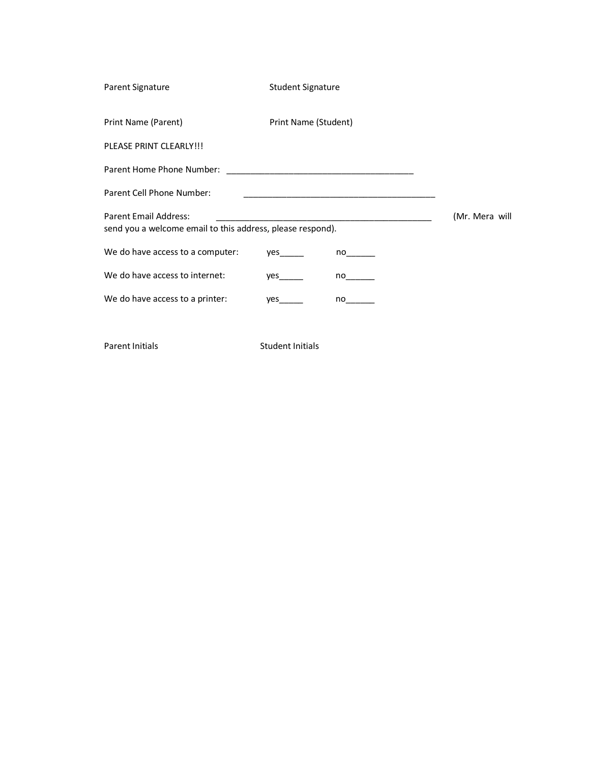Parent Signature                    Student Signature

Print Name (Parent)                    Print Name (Student)

PLEASE PRINT CLEARLY!!!

Parent Home Phone Number: _______________________________________

Parent Cell Phone Number: ________________________________________

Parent Email Address: _____________________________________________ (Mr. Mera will send you a welcome email to this address, please respond).

We do have access to a computer: yes_____ no______

We do have access to internet: yes_____ no______

We do have access to a printer: yes_____ no______

Parent Initials                    Student Initials